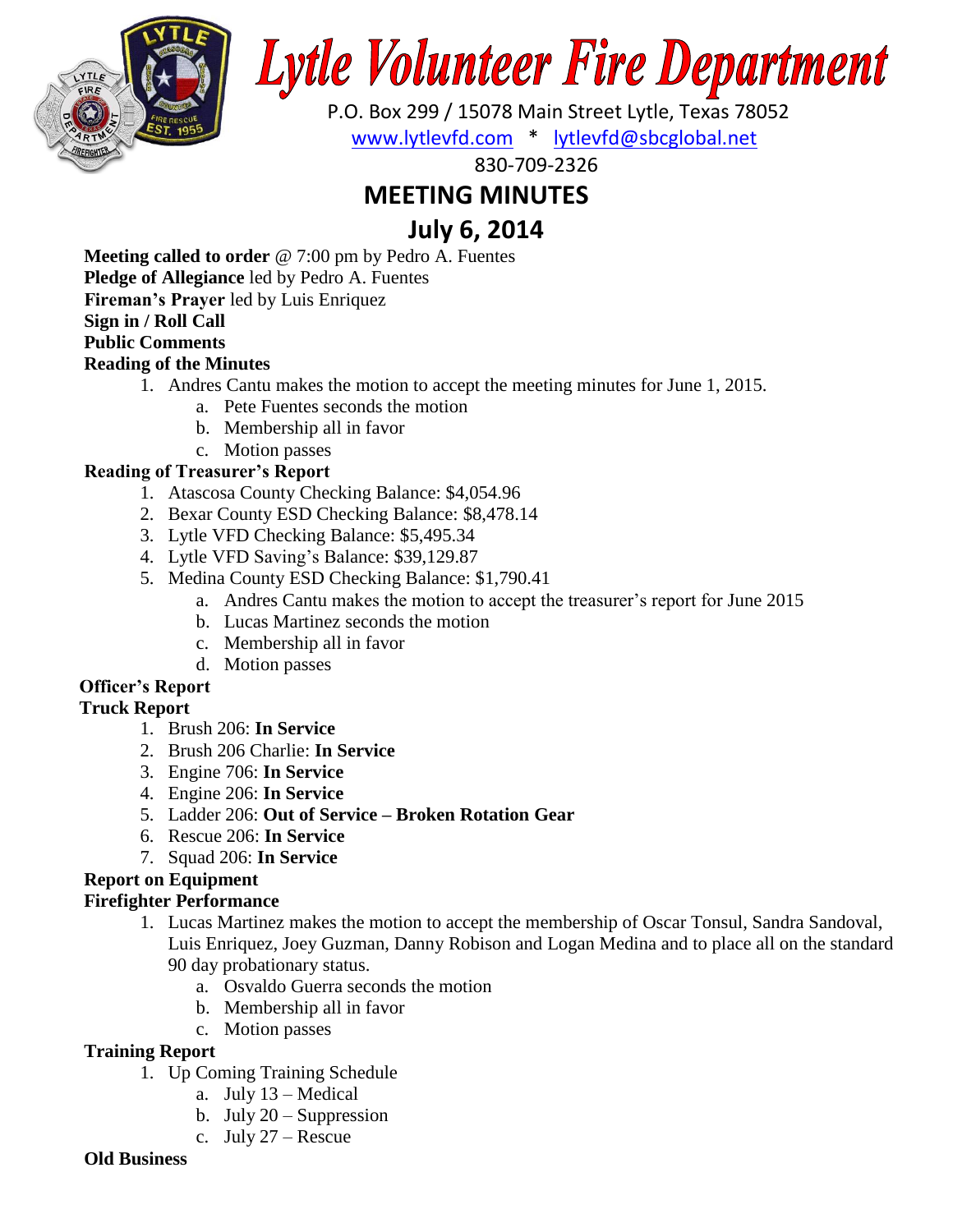# Lytle Volunteer Fire Department

P.O. Box 299 / 15078 Main Street Lytle, Texas 78052

www.lytlevfd.com * lytlevfd@sbcglobal.net

830-709-2326

## MEETING MINUTES

## July 6, 2014

**Meeting called to order** @ 7:00 pm by Pedro A. Fuentes
**Pledge of Allegiance** led by Pedro A. Fuentes
**Fireman's Prayer** led by Luis Enriquez
**Sign in / Roll Call**
**Public Comments**
**Reading of the Minutes**

1. Andres Cantu makes the motion to accept the meeting minutes for June 1, 2015.
   a. Pete Fuentes seconds the motion
   b. Membership all in favor
   c. Motion passes

**Reading of Treasurer's Report**

1. Atascosa County Checking Balance: $4,054.96
2. Bexar County ESD Checking Balance: $8,478.14
3. Lytle VFD Checking Balance: $5,495.34
4. Lytle VFD Saving's Balance: $39,129.87
5. Medina County ESD Checking Balance: $1,790.41
   a. Andres Cantu makes the motion to accept the treasurer's report for June 2015
   b. Lucas Martinez seconds the motion
   c. Membership all in favor
   d. Motion passes

**Officer's Report**
**Truck Report**

1. Brush 206: **In Service**
2. Brush 206 Charlie: **In Service**
3. Engine 706: **In Service**
4. Engine 206: **In Service**
5. Ladder 206: **Out of Service – Broken Rotation Gear**
6. Rescue 206: **In Service**
7. Squad 206: **In Service**

**Report on Equipment**
**Firefighter Performance**

1. Lucas Martinez makes the motion to accept the membership of Oscar Tonsul, Sandra Sandoval, Luis Enriquez, Joey Guzman, Danny Robison and Logan Medina and to place all on the standard 90 day probationary status.
   a. Osvaldo Guerra seconds the motion
   b. Membership all in favor
   c. Motion passes

**Training Report**

1. Up Coming Training Schedule
   a. July 13 – Medical
   b. July 20 – Suppression
   c. July 27 – Rescue

**Old Business**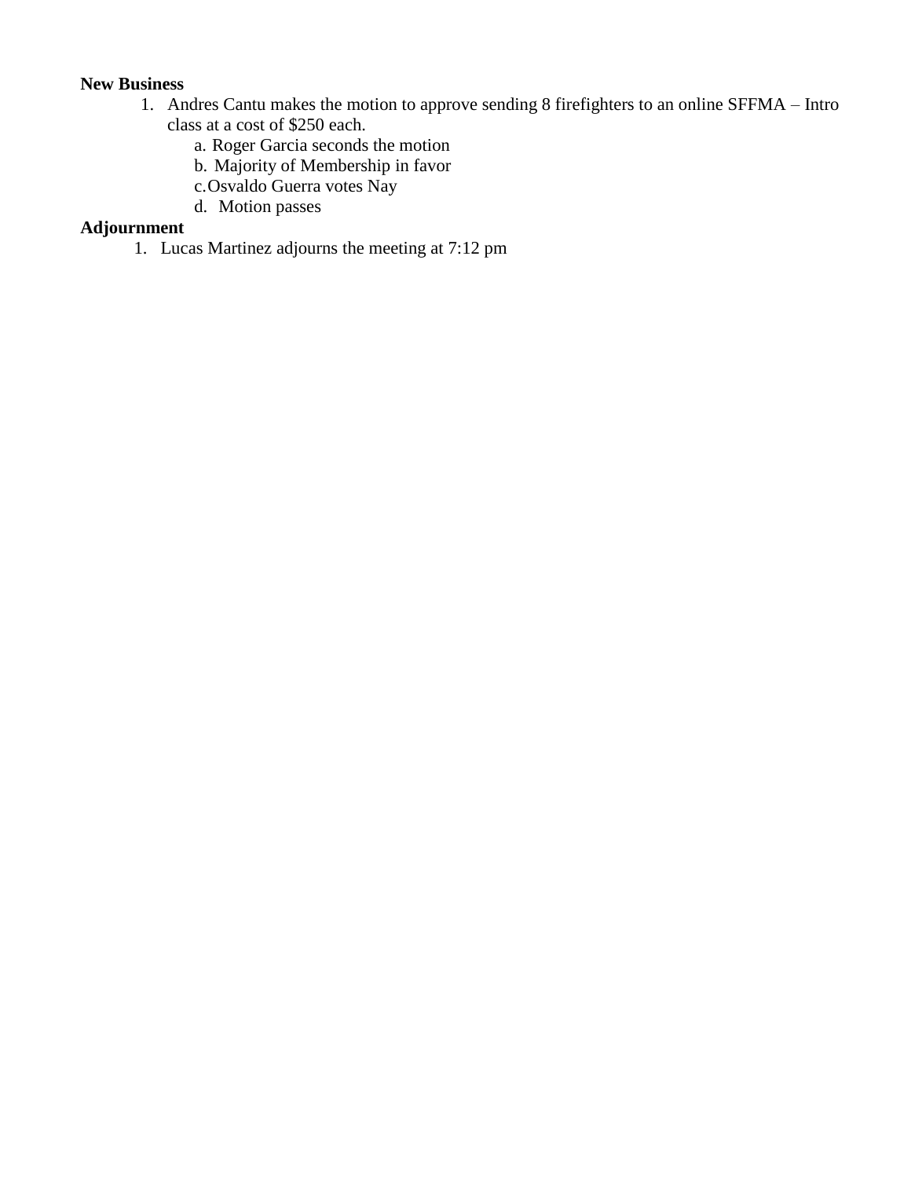**New Business**

1. Andres Cantu makes the motion to approve sending 8 firefighters to an online SFFMA – Intro class at a cost of $250 each.
   a. Roger Garcia seconds the motion
   b. Majority of Membership in favor
   c. Osvaldo Guerra votes Nay
   d. Motion passes

**Adjournment**

1. Lucas Martinez adjourns the meeting at 7:12 pm